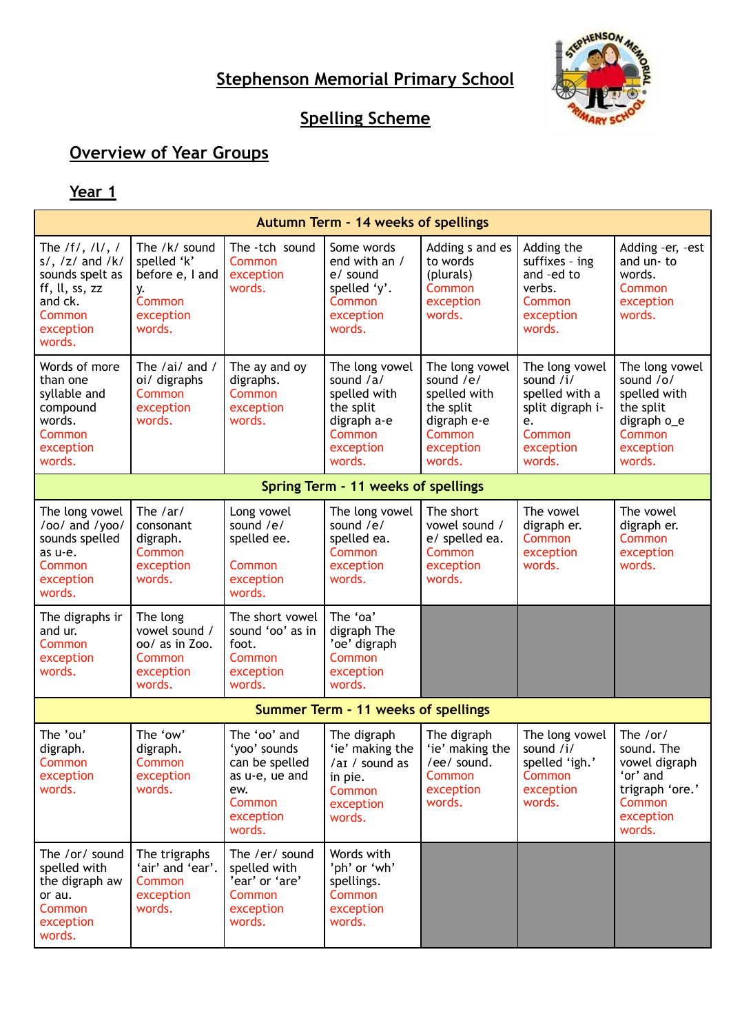# Stephenson Memorial Primary School

## Spelling Scheme

## Overview of Year Groups

### Year 1

| | | | | | | |
|---|---|---|---|---|---|---|
| **Autumn Term - 14 weeks of spellings** | | | | | | |
| The /f/, /l/, /s/, /z/ and /k/ sounds spelt as ff, ll, ss, zz and ck. Common exception words. | The /k/ sound spelled 'k' before e, I and y. Common exception words. | The -tch sound Common exception words. | Some words end with an /e/ sound spelled 'y'. Common exception words. | Adding s and es to words (plurals) Common exception words. | Adding the suffixes - ing and -ed to verbs. Common exception words. | Adding -er, -est and un- to words. Common exception words. |
| Words of more than one syllable and compound words. Common exception words. | The /ai/ and /oi/ digraphs Common exception words. | The ay and oy digraphs. Common exception words. | The long vowel sound /a/ spelled with the split digraph a-e Common exception words. | The long vowel sound /e/ spelled with the split digraph e-e Common exception words. | The long vowel sound /i/ spelled with a split digraph i-e. Common exception words. | The long vowel sound /o/ spelled with the split digraph o_e Common exception words. |
| **Spring Term - 11 weeks of spellings** | | | | | | |
| The long vowel /oo/ and /yoo/ sounds spelled as u-e. Common exception words. | The /ar/ consonant digraph. Common exception words. | Long vowel sound /e/ spelled ee. Common exception words. | The long vowel sound /e/ spelled ea. Common exception words. | The short vowel sound / e/ spelled ea. Common exception words. | The vowel digraph er. Common exception words. | The vowel digraph er. Common exception words. |
| The digraphs ir and ur. Common exception words. | The long vowel sound / oo/ as in Zoo. Common exception words. | The short vowel sound 'oo' as in foot. Common exception words. | The 'oa' digraph The 'oe' digraph Common exception words. | | | |
| **Summer Term - 11 weeks of spellings** | | | | | | |
| The 'ou' digraph. Common exception words. | The 'ow' digraph. Common exception words. | The 'oo' and 'yoo' sounds can be spelled as u-e, ue and ew. Common exception words. | The digraph 'ie' making the /aɪ / sound as in pie. Common exception words. | The digraph 'ie' making the /ee/ sound. Common exception words. | The long vowel sound /i/ spelled 'igh.' Common exception words. | The /or/ sound. The vowel digraph 'or' and trigraph 'ore.' Common exception words. |
| The /or/ sound spelled with the digraph aw or au. Common exception words. | The trigraphs 'air' and 'ear'. Common exception words. | The /er/ sound spelled with 'ear' or 'are' Common exception words. | Words with 'ph' or 'wh' spellings. Common exception words. | | | |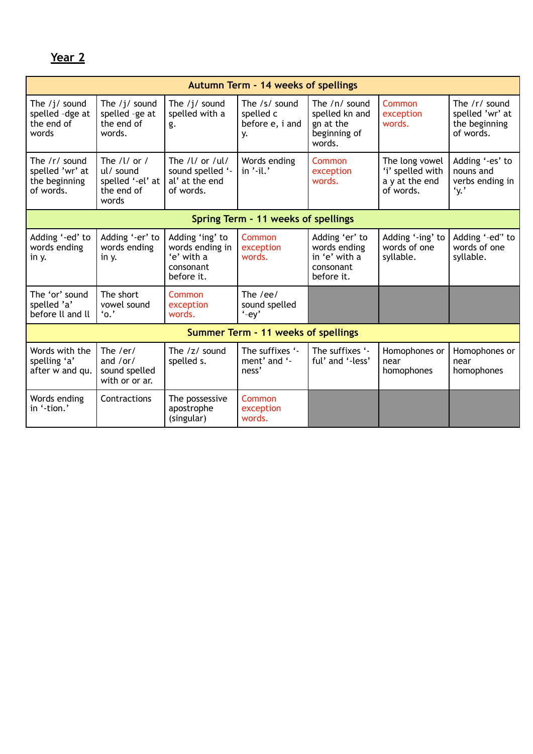## Year 2

| | | | | | | |
|---|---|---|---|---|---|---|
| **Autumn Term - 14 weeks of spellings** | | | | | | |
| The /j/ sound spelled -dge at the end of words | The /j/ sound spelled -ge at the end of words. | The /j/ sound spelled with a g. | The /s/ sound spelled c before e, i and y. | The /n/ sound spelled kn and gn at the beginning of words. | Common exception words. | The /r/ sound spelled 'wr' at the beginning of words. |
| The /r/ sound spelled 'wr' at the beginning of words. | The /l/ or /ul/ sound spelled '-el' at the end of words | The /l/ or /ul/ sound spelled '-al' at the end of words. | Words ending in '-il.' | Common exception words. | The long vowel 'i' spelled with a y at the end of words. | Adding '-es' to nouns and verbs ending in 'y.' |
| **Spring Term - 11 weeks of spellings** | | | | | | |
| Adding '-ed' to words ending in y. | Adding '-er' to words ending in y. | Adding 'ing' to words ending in 'e' with a consonant before it. | Common exception words. | Adding 'er' to words ending in 'e' with a consonant before it. | Adding '-ing' to words of one syllable. | Adding '-ed'' to words of one syllable. |
| The 'or' sound spelled 'a' before ll and ll | The short vowel sound 'o.' | Common exception words. | The /ee/ sound spelled '-ey' | | | |
| **Summer Term - 11 weeks of spellings** | | | | | | |
| Words with the spelling 'a' after w and qu. | The /er/ and /or/ sound spelled with or or ar. | The /z/ sound spelled s. | The suffixes '-ment' and '-ness' | The suffixes '-ful' and '-less' | Homophones or near homophones | Homophones or near homophones |
| Words ending in '-tion.' | Contractions | The possessive apostrophe (singular) | Common exception words. | | | |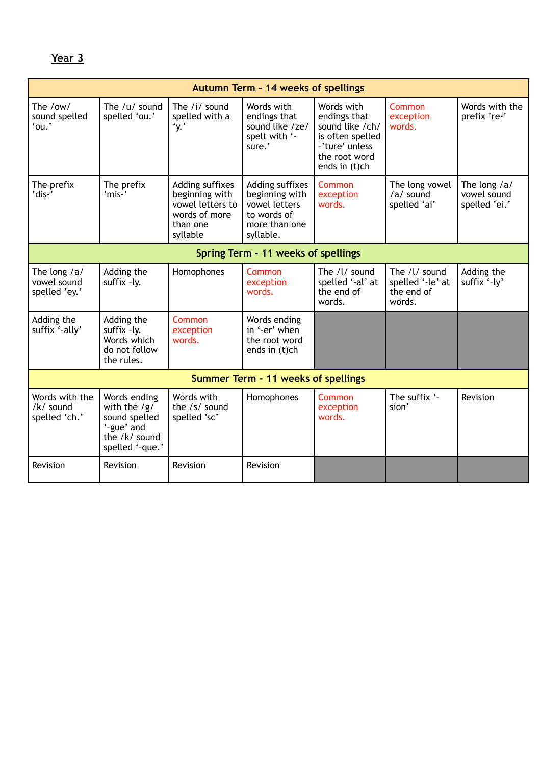## Year 3

| | | | | | | |
|---|---|---|---|---|---|---|
| **Autumn Term - 14 weeks of spellings** | | | | | | |
| The /ow/ sound spelled 'ou.' | The /u/ sound spelled 'ou.' | The /i/ sound spelled with a 'y.' | Words with endings that sound like /ze/ spelt with '-sure.' | Words with endings that sound like /ch/ is often spelled -'ture' unless the root word ends in (t)ch | Common exception words. | Words with the prefix 're-' |
| The prefix 'dis-' | The prefix 'mis-' | Adding suffixes beginning with vowel letters to words of more than one syllable | Adding suffixes beginning with vowel letters to words of more than one syllable. | Common exception words. | The long vowel /a/ sound spelled 'ai' | The long /a/ vowel sound spelled 'ei.' |
| **Spring Term - 11 weeks of spellings** | | | | | | |
| The long /a/ vowel sound spelled 'ey.' | Adding the suffix -ly. | Homophones | Common exception words. | The /l/ sound spelled '-al' at the end of words. | The /l/ sound spelled '-le' at the end of words. | Adding the suffix '-ly' |
| Adding the suffix '-ally' | Adding the suffix -ly. Words which do not follow the rules. | Common exception words. | Words ending in '-er' when the root word ends in (t)ch | | | |
| **Summer Term - 11 weeks of spellings** | | | | | | |
| Words with the /k/ sound spelled 'ch.' | Words ending with the /g/ sound spelled '-gue' and the /k/ sound spelled '-que.' | Words with the /s/ sound spelled 'sc' | Homophones | Common exception words. | The suffix '-sion' | Revision |
| Revision | Revision | Revision | Revision | | | |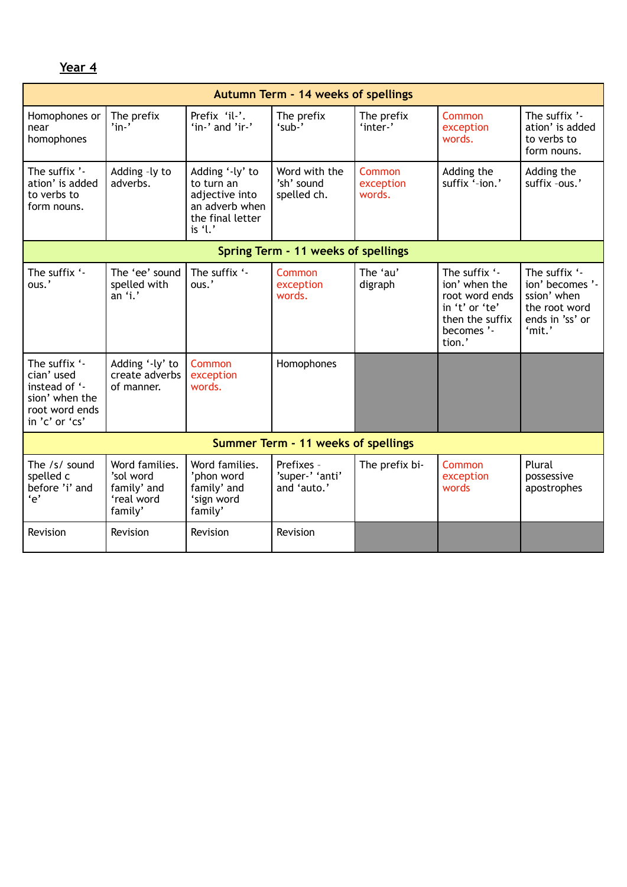**Year 4**

| | | | | | | |
|---|---|---|---|---|---|---|
| Autumn Term - 14 weeks of spellings | | | | | | |
| Homophones or near homophones | The prefix 'in-' | Prefix 'il-'. 'in-' and 'ir-' | The prefix 'sub-' | The prefix 'inter-' | Common exception words. | The suffix '-ation' is added to verbs to form nouns. |
| The suffix '-ation' is added to verbs to form nouns. | Adding -ly to adverbs. | Adding '-ly' to to turn an adjective into an adverb when the final letter is 'l.' | Word with the 'sh' sound spelled ch. | Common exception words. | Adding the suffix '-ion.' | Adding the suffix -ous.' |
| Spring Term - 11 weeks of spellings | | | | | | |
| The suffix '-ous.' | The 'ee' sound spelled with an 'i.' | The suffix '-ous.' | Common exception words. | The 'au' digraph | The suffix '-ion' when the root word ends in 't' or 'te' then the suffix becomes '-tion.' | The suffix '-ion' becomes '-ssion' when the root word ends in 'ss' or 'mit.' |
| The suffix '-cian' used instead of '-sion' when the root word ends in 'c' or 'cs' | Adding '-ly' to create adverbs of manner. | Common exception words. | Homophones | | | |
| Summer Term - 11 weeks of spellings | | | | | | |
| The /s/ sound spelled c before 'i' and 'e' | Word families. 'sol word family' and 'real word family' | Word families. 'phon word family' and 'sign word family' | Prefixes - 'super-' 'anti' and 'auto.' | The prefix bi- | Common exception words | Plural possessive apostrophes |
| Revision | Revision | Revision | Revision | | | |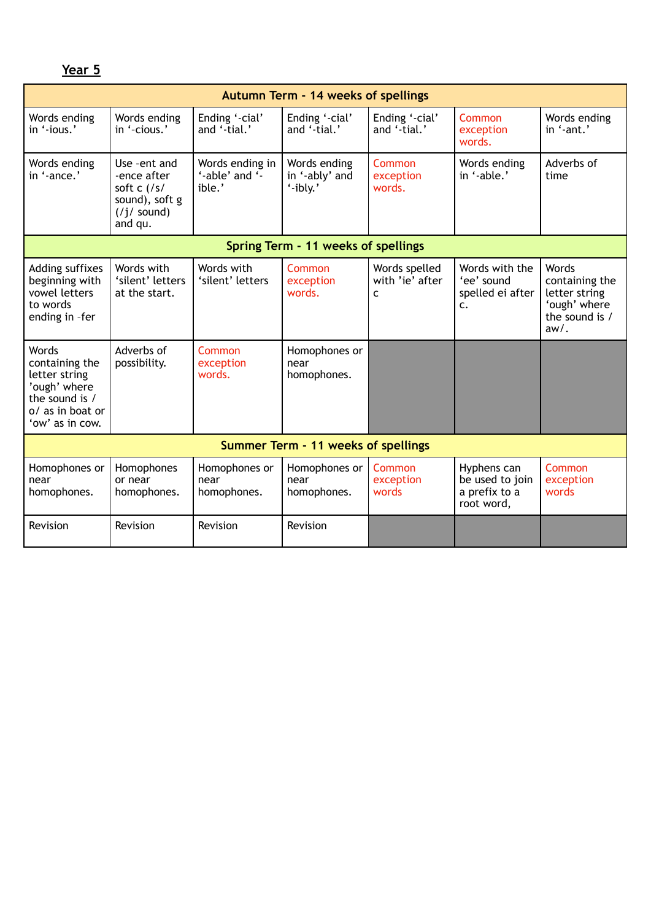## Year 5

| | | | | | | |
|---|---|---|---|---|---|---|
| **Autumn Term - 14 weeks of spellings** | | | | | | |
| Words ending in '-ious.' | Words ending in '-cious.' | Ending '-cial' and '-tial.' | Ending '-cial' and '-tial.' | Ending '-cial' and '-tial.' | Common exception words. | Words ending in '-ant.' |
| Words ending in '-ance.' | Use -ent and -ence after soft c (/s/ sound), soft g (/j/ sound) and qu. | Words ending in '-able' and '-ible.' | Words ending in '-ably' and '-ibly.' | Common exception words. | Words ending in '-able.' | Adverbs of time |
| **Spring Term - 11 weeks of spellings** | | | | | | |
| Adding suffixes beginning with vowel letters to words ending in -fer | Words with 'silent' letters at the start. | Words with 'silent' letters | Common exception words. | Words spelled with 'ie' after c | Words with the 'ee' sound spelled ei after c. | Words containing the letter string 'ough' where the sound is / aw/. |
| Words containing the letter string 'ough' where the sound is / o/ as in boat or 'ow' as in cow. | Adverbs of possibility. | Common exception words. | Homophones or near homophones. | | | |
| **Summer Term - 11 weeks of spellings** | | | | | | |
| Homophones or near homophones. | Homophones or near homophones. | Homophones or near homophones. | Homophones or near homophones. | Common exception words | Hyphens can be used to join a prefix to a root word, | Common exception words |
| Revision | Revision | Revision | Revision | | | |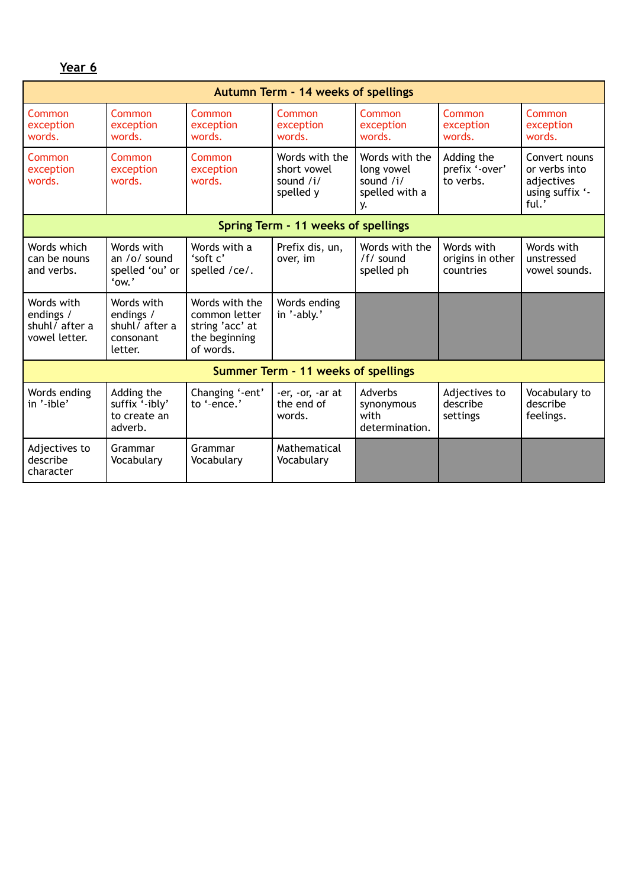**Year 6**

| | | | | | | |
|---|---|---|---|---|---|---|
| **Autumn Term - 14 weeks of spellings** | | | | | | |
| Common exception words. | Common exception words. | Common exception words. | Common exception words. | Common exception words. | Common exception words. | Common exception words. |
| Common exception words. | Common exception words. | Common exception words. | Words with the short vowel sound /i/ spelled y | Words with the long vowel sound /i/ spelled with a y. | Adding the prefix '-over' to verbs. | Convert nouns or verbs into adjectives using suffix '-ful.' |
| **Spring Term - 11 weeks of spellings** | | | | | | |
| Words which can be nouns and verbs. | Words with an /o/ sound spelled 'ou' or 'ow.' | Words with a 'soft c' spelled /ce/. | Prefix dis, un, over, im | Words with the /f/ sound spelled ph | Words with origins in other countries | Words with unstressed vowel sounds. |
| Words with endings /shuhl/ after a vowel letter. | Words with endings /shuhl/ after a consonant letter. | Words with the common letter string 'acc' at the beginning of words. | Words ending in '-ably.' | | | |
| **Summer Term - 11 weeks of spellings** | | | | | | |
| Words ending in '-ible' | Adding the suffix '-ibly' to create an adverb. | Changing '-ent' to '-ence.' | -er, -or, -ar at the end of words. | Adverbs synonymous with determination. | Adjectives to describe settings | Vocabulary to describe feelings. |
| Adjectives to describe character | Grammar Vocabulary | Grammar Vocabulary | Mathematical Vocabulary | | | |